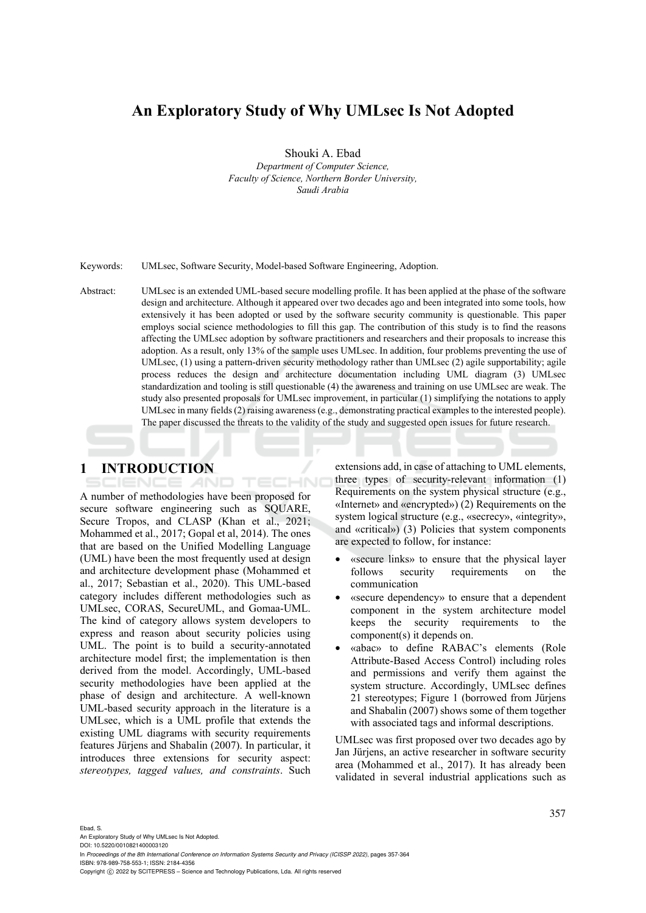# An Exploratory Study of Why UMLsec Is Not Adopted

Shouki A. Ebad

*Department of Computer Science, Faculty of Science, Northern Border University, Saudi Arabia*

Keywords: UMLsec, Software Security, Model-based Software Engineering, Adoption.

Abstract: UMLsec is an extended UML-based secure modelling profile. It has been applied at the phase of the software design and architecture. Although it appeared over two decades ago and been integrated into some tools, how extensively it has been adopted or used by the software security community is questionable. This paper employs social science methodologies to fill this gap. The contribution of this study is to find the reasons affecting the UMLsec adoption by software practitioners and researchers and their proposals to increase this adoption. As a result, only 13% of the sample uses UMLsec. In addition, four problems preventing the use of UMLsec, (1) using a pattern-driven security methodology rather than UMLsec (2) agile supportability; agile process reduces the design and architecture documentation including UML diagram (3) UMLsec standardization and tooling is still questionable (4) the awareness and training on use UMLsec are weak. The study also presented proposals for UMLsec improvement, in particular (1) simplifying the notations to apply UMLsec in many fields (2) raising awareness (e.g., demonstrating practical examples to the interested people). The paper discussed the threats to the validity of the study and suggested open issues for future research.

## 1 INTRODUCTION

A number of methodologies have been proposed for secure software engineering such as SQUARE, Secure Tropos, and CLASP (Khan et al., 2021; Mohammed et al., 2017; Gopal et al, 2014). The ones that are based on the Unified Modelling Language (UML) have been the most frequently used at design and architecture development phase (Mohammed et al., 2017; Sebastian et al., 2020). This UML-based category includes different methodologies such as UMLsec, CORAS, SecureUML, and Gomaa-UML. The kind of category allows system developers to express and reason about security policies using UML. The point is to build a security-annotated architecture model first; the implementation is then derived from the model. Accordingly, UML-based security methodologies have been applied at the phase of design and architecture. A well-known UML-based security approach in the literature is a UMLsec, which is a UML profile that extends the existing UML diagrams with security requirements features Jürjens and Shabalin (2007). In particular, it introduces three extensions for security aspect: *stereotypes, tagged values, and constraints*. Such extensions add, in case of attaching to UML elements, three types of security-relevant information (1) Requirements on the system physical structure (e.g., «Internet» and «encrypted») (2) Requirements on the system logical structure (e.g., «secrecy», «integrity», and «critical») (3) Policies that system components are expected to follow, for instance:

- «secure links» to ensure that the physical layer follows security requirements on the communication
- «secure dependency» to ensure that a dependent component in the system architecture model keeps the security requirements to the component(s) it depends on.
- «abac» to define RABAC's elements (Role Attribute-Based Access Control) including roles and permissions and verify them against the system structure. Accordingly, UMLsec defines 21 stereotypes; Figure 1 (borrowed from Jürjens and Shabalin (2007) shows some of them together with associated tags and informal descriptions.

UMLsec was first proposed over two decades ago by Jan Jürjens, an active researcher in software security area (Mohammed et al., 2017). It has already been validated in several industrial applications such as

Ebad, S.
An Exploratory Study of Why UMLsec Is Not Adopted.
DOI: 10.5220/0010821400003120
In *Proceedings of the 8th International Conference on Information Systems Security and Privacy (ICISSP 2022)*, pages 357-364
ISBN: 978-989-758-553-1; ISSN: 2184-4356
Copyright © 2022 by SCITEPRESS – Science and Technology Publications, Lda. All rights reserved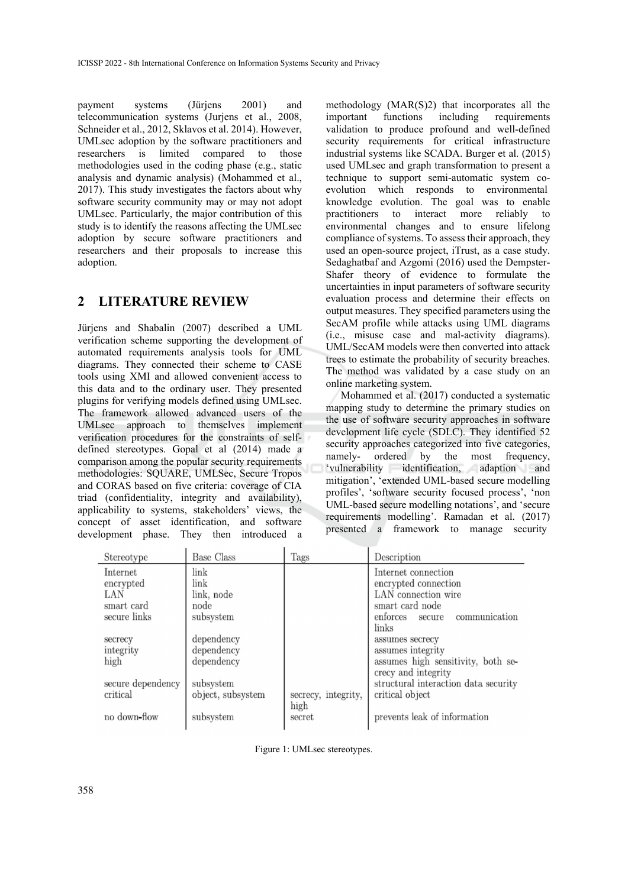payment systems (Jürjens 2001) and telecommunication systems (Jurjens et al., 2008, Schneider et al., 2012, Sklavos et al. 2014). However, UMLsec adoption by the software practitioners and researchers is limited compared to those methodologies used in the coding phase (e.g., static analysis and dynamic analysis) (Mohammed et al., 2017). This study investigates the factors about why software security community may or may not adopt UMLsec. Particularly, the major contribution of this study is to identify the reasons affecting the UMLsec adoption by secure software practitioners and researchers and their proposals to increase this adoption.

## 2 LITERATURE REVIEW

Jürjens and Shabalin (2007) described a UML verification scheme supporting the development of automated requirements analysis tools for UML diagrams. They connected their scheme to CASE tools using XMI and allowed convenient access to this data and to the ordinary user. They presented plugins for verifying models defined using UMLsec. The framework allowed advanced users of the UMLsec approach to themselves implement verification procedures for the constraints of self-defined stereotypes. Gopal et al (2014) made a comparison among the popular security requirements methodologies: SQUARE, UMLSec, Secure Tropos and CORAS based on five criteria: coverage of CIA triad (confidentiality, integrity and availability), applicability to systems, stakeholders' views, the concept of asset identification, and software development phase. They then introduced a methodology (MAR(S)2) that incorporates all the important functions including requirements validation to produce profound and well-defined security requirements for critical infrastructure industrial systems like SCADA. Burger et al. (2015) used UMLsec and graph transformation to present a technique to support semi-automatic system co-evolution which responds to environmental knowledge evolution. The goal was to enable practitioners to interact more reliably to environmental changes and to ensure lifelong compliance of systems. To assess their approach, they used an open-source project, iTrust, as a case study. Sedaghatbaf and Azgomi (2016) used the Dempster-Shafer theory of evidence to formulate the uncertainties in input parameters of software security evaluation process and determine their effects on output measures. They specified parameters using the SecAM profile while attacks using UML diagrams (i.e., misuse case and mal-activity diagrams). UML/SecAM models were then converted into attack trees to estimate the probability of security breaches. The method was validated by a case study on an online marketing system.

Mohammed et al. (2017) conducted a systematic mapping study to determine the primary studies on the use of software security approaches in software development life cycle (SDLC). They identified 52 security approaches categorized into five categories, namely- ordered by the most frequency, 'vulnerability identification, adaption and mitigation', 'extended UML-based secure modelling profiles', 'software security focused process', 'non UML-based secure modelling notations', and 'secure requirements modelling'. Ramadan et al. (2017) presented a framework to manage security

| Stereotype | Base Class | Tags | Description |
|---|---|---|---|
| Internet | link | | Internet connection |
| encrypted | link | | encrypted connection |
| LAN | link, node | | LAN connection wire |
| smart card | node | | smart card node |
| secure links | subsystem | | enforces secure communication links |
| secrecy | dependency | | assumes secrecy |
| integrity | dependency | | assumes integrity |
| high | dependency | | assumes high sensitivity, both secrecy and integrity |
| secure dependency | subsystem | | structural interaction data security |
| critical | object, subsystem | secrecy, integrity, high | critical object |
| no down-flow | subsystem | secret | prevents leak of information |

Figure 1: UMLsec stereotypes.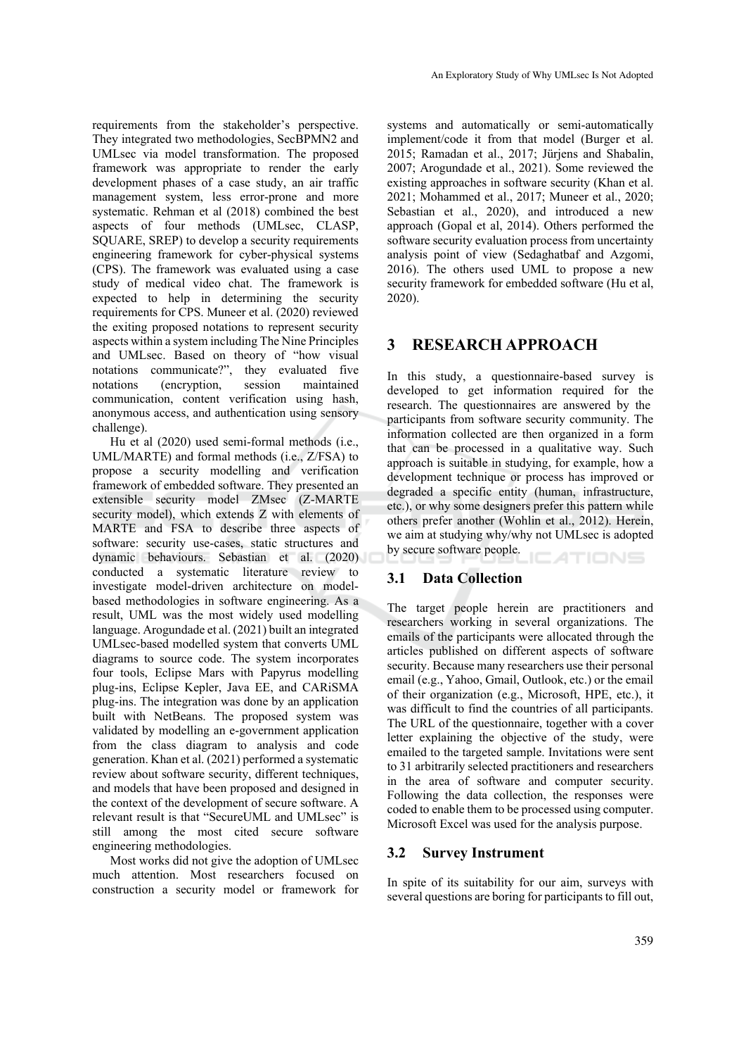requirements from the stakeholder's perspective. They integrated two methodologies, SecBPMN2 and UMLsec via model transformation. The proposed framework was appropriate to render the early development phases of a case study, an air traffic management system, less error-prone and more systematic. Rehman et al (2018) combined the best aspects of four methods (UMLsec, CLASP, SQUARE, SREP) to develop a security requirements engineering framework for cyber-physical systems (CPS). The framework was evaluated using a case study of medical video chat. The framework is expected to help in determining the security requirements for CPS. Muneer et al. (2020) reviewed the exiting proposed notations to represent security aspects within a system including The Nine Principles and UMLsec. Based on theory of "how visual notations communicate?", they evaluated five notations (encryption, session maintained communication, content verification using hash, anonymous access, and authentication using sensory challenge).

Hu et al (2020) used semi-formal methods (i.e., UML/MARTE) and formal methods (i.e., Z/FSA) to propose a security modelling and verification framework of embedded software. They presented an extensible security model ZMsec (Z-MARTE security model), which extends Z with elements of MARTE and FSA to describe three aspects of software: security use-cases, static structures and dynamic behaviours. Sebastian et al. (2020) conducted a systematic literature review to investigate model-driven architecture on model-based methodologies in software engineering. As a result, UML was the most widely used modelling language. Arogundade et al. (2021) built an integrated UMLsec-based modelled system that converts UML diagrams to source code. The system incorporates four tools, Eclipse Mars with Papyrus modelling plug-ins, Eclipse Kepler, Java EE, and CARiSMA plug-ins. The integration was done by an application built with NetBeans. The proposed system was validated by modelling an e-government application from the class diagram to analysis and code generation. Khan et al. (2021) performed a systematic review about software security, different techniques, and models that have been proposed and designed in the context of the development of secure software. A relevant result is that "SecureUML and UMLsec" is still among the most cited secure software engineering methodologies.

Most works did not give the adoption of UMLsec much attention. Most researchers focused on construction a security model or framework for systems and automatically or semi-automatically implement/code it from that model (Burger et al. 2015; Ramadan et al., 2017; Jürjens and Shabalin, 2007; Arogundade et al., 2021). Some reviewed the existing approaches in software security (Khan et al. 2021; Mohammed et al., 2017; Muneer et al., 2020; Sebastian et al., 2020), and introduced a new approach (Gopal et al, 2014). Others performed the software security evaluation process from uncertainty analysis point of view (Sedaghatbaf and Azgomi, 2016). The others used UML to propose a new security framework for embedded software (Hu et al, 2020).

# 3 RESEARCH APPROACH

In this study, a questionnaire-based survey is developed to get information required for the research. The questionnaires are answered by the participants from software security community. The information collected are then organized in a form that can be processed in a qualitative way. Such approach is suitable in studying, for example, how a development technique or process has improved or degraded a specific entity (human, infrastructure, etc.), or why some designers prefer this pattern while others prefer another (Wohlin et al., 2012). Herein, we aim at studying why/why not UMLsec is adopted by secure software people.

## 3.1 Data Collection

The target people herein are practitioners and researchers working in several organizations. The emails of the participants were allocated through the articles published on different aspects of software security. Because many researchers use their personal email (e.g., Yahoo, Gmail, Outlook, etc.) or the email of their organization (e.g., Microsoft, HPE, etc.), it was difficult to find the countries of all participants. The URL of the questionnaire, together with a cover letter explaining the objective of the study, were emailed to the targeted sample. Invitations were sent to 31 arbitrarily selected practitioners and researchers in the area of software and computer security. Following the data collection, the responses were coded to enable them to be processed using computer. Microsoft Excel was used for the analysis purpose.

## 3.2 Survey Instrument

In spite of its suitability for our aim, surveys with several questions are boring for participants to fill out,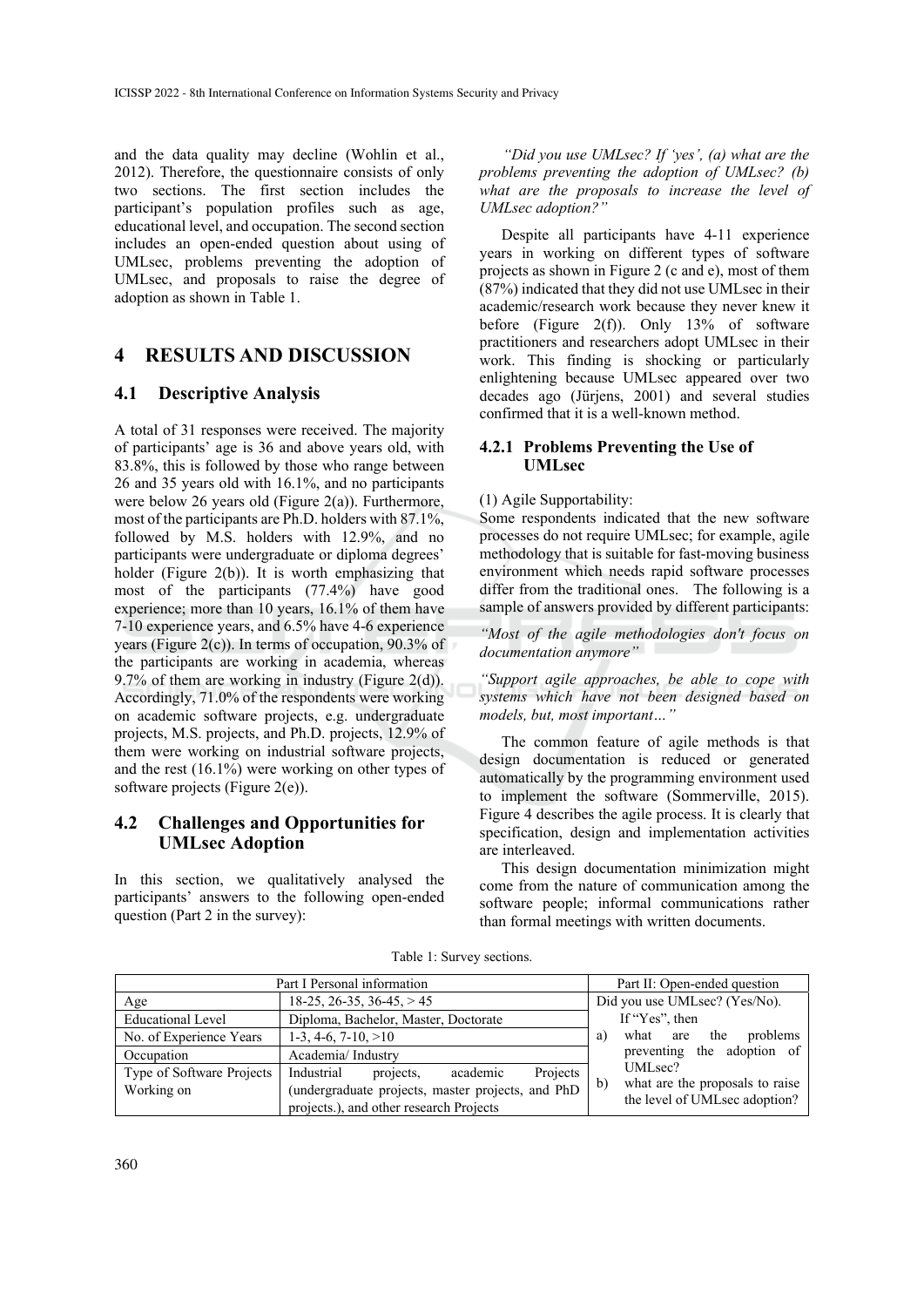and the data quality may decline (Wohlin et al., 2012). Therefore, the questionnaire consists of only two sections. The first section includes the participant's population profiles such as age, educational level, and occupation. The second section includes an open-ended question about using of UMLsec, problems preventing the adoption of UMLsec, and proposals to raise the degree of adoption as shown in Table 1.

# 4 RESULTS AND DISCUSSION

## 4.1 Descriptive Analysis

A total of 31 responses were received. The majority of participants' age is 36 and above years old, with 83.8%, this is followed by those who range between 26 and 35 years old with 16.1%, and no participants were below 26 years old (Figure 2(a)). Furthermore, most of the participants are Ph.D. holders with 87.1%, followed by M.S. holders with 12.9%, and no participants were undergraduate or diploma degrees' holder (Figure 2(b)). It is worth emphasizing that most of the participants (77.4%) have good experience; more than 10 years, 16.1% of them have 7-10 experience years, and 6.5% have 4-6 experience years (Figure 2(c)). In terms of occupation, 90.3% of the participants are working in academia, whereas 9.7% of them are working in industry (Figure 2(d)). Accordingly, 71.0% of the respondents were working on academic software projects, e.g. undergraduate projects, M.S. projects, and Ph.D. projects, 12.9% of them were working on industrial software projects, and the rest (16.1%) were working on other types of software projects (Figure 2(e)).

## 4.2 Challenges and Opportunities for UMLsec Adoption

In this section, we qualitatively analysed the participants' answers to the following open-ended question (Part 2 in the survey):

*"Did you use UMLsec? If 'yes', (a) what are the problems preventing the adoption of UMLsec? (b) what are the proposals to increase the level of UMLsec adoption?"*

Despite all participants have 4-11 experience years in working on different types of software projects as shown in Figure 2 (c and e), most of them (87%) indicated that they did not use UMLsec in their academic/research work because they never knew it before (Figure 2(f)). Only 13% of software practitioners and researchers adopt UMLsec in their work. This finding is shocking or particularly enlightening because UMLsec appeared over two decades ago (Jürjens, 2001) and several studies confirmed that it is a well-known method.

### 4.2.1 Problems Preventing the Use of UMLsec

(1) Agile Supportability:
Some respondents indicated that the new software processes do not require UMLsec; for example, agile methodology that is suitable for fast-moving business environment which needs rapid software processes differ from the traditional ones. The following is a sample of answers provided by different participants:

*"Most of the agile methodologies don't focus on documentation anymore"*

*"Support agile approaches, be able to cope with systems which have not been designed based on models, but, most important…"*

The common feature of agile methods is that design documentation is reduced or generated automatically by the programming environment used to implement the software (Sommerville, 2015). Figure 4 describes the agile process. It is clearly that specification, design and implementation activities are interleaved.

This design documentation minimization might come from the nature of communication among the software people; informal communications rather than formal meetings with written documents.

Table 1: Survey sections.

| Part I Personal information | | Part II: Open-ended question |
|---|---|---|
| Age | 18-25, 26-35, 36-45, > 45 | Did you use UMLsec? (Yes/No). If "Yes", then a) what are the problems preventing the adoption of UMLsec? b) what are the proposals to raise the level of UMLsec adoption? |
| Educational Level | Diploma, Bachelor, Master, Doctorate | |
| No. of Experience Years | 1-3, 4-6, 7-10, >10 | |
| Occupation | Academia/ Industry | |
| Type of Software Projects Working on | Industrial projects, academic Projects (undergraduate projects, master projects, and PhD projects.), and other research Projects | |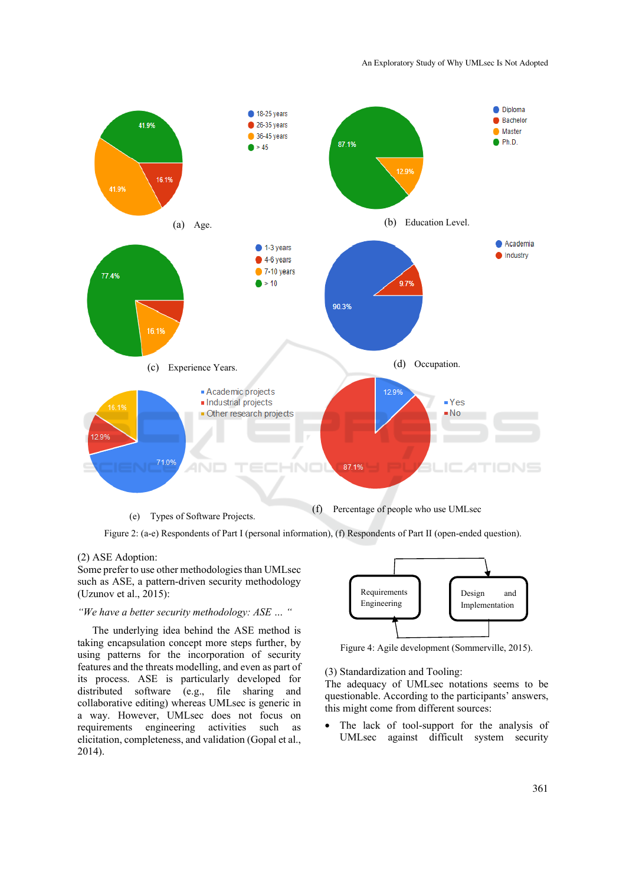(a) Age.

(b) Education Level.

(c) Experience Years.

(d) Occupation.

(e) Types of Software Projects.

(f) Percentage of people who use UMLsec

Figure 2: (a-e) Respondents of Part I (personal information), (f) Respondents of Part II (open-ended question).

(2) ASE Adoption:
Some prefer to use other methodologies than UMLsec such as ASE, a pattern-driven security methodology (Uzunov et al., 2015):

*"We have a better security methodology: ASE … "*

The underlying idea behind the ASE method is taking encapsulation concept more steps further, by using patterns for the incorporation of security features and the threats modelling, and even as part of its process. ASE is particularly developed for distributed software (e.g., file sharing and collaborative editing) whereas UMLsec is generic in a way. However, UMLsec does not focus on requirements engineering activities such as elicitation, completeness, and validation (Gopal et al., 2014).

Figure 4: Agile development (Sommerville, 2015).

(3) Standardization and Tooling:
The adequacy of UMLsec notations seems to be questionable. According to the participants' answers, this might come from different sources:

- The lack of tool-support for the analysis of UMLsec against difficult system security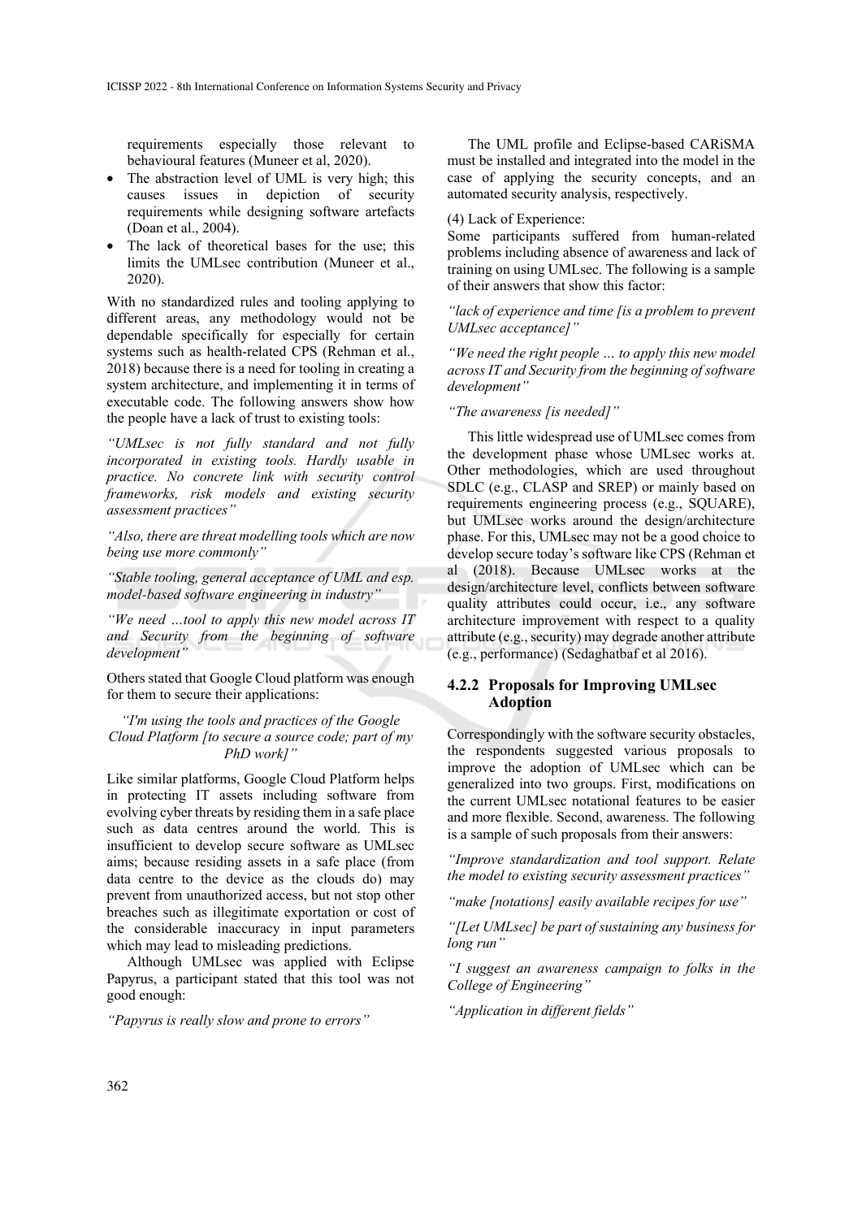requirements especially those relevant to behavioural features (Muneer et al, 2020).

- The abstraction level of UML is very high; this causes issues in depiction of security requirements while designing software artefacts (Doan et al., 2004).
- The lack of theoretical bases for the use; this limits the UMLsec contribution (Muneer et al., 2020).

With no standardized rules and tooling applying to different areas, any methodology would not be dependable specifically for especially for certain systems such as health-related CPS (Rehman et al., 2018) because there is a need for tooling in creating a system architecture, and implementing it in terms of executable code. The following answers show how the people have a lack of trust to existing tools:

*"UMLsec is not fully standard and not fully incorporated in existing tools. Hardly usable in practice. No concrete link with security control frameworks, risk models and existing security assessment practices"*

*"Also, there are threat modelling tools which are now being use more commonly"*

*"Stable tooling, general acceptance of UML and esp. model-based software engineering in industry"*

*"We need …tool to apply this new model across IT and Security from the beginning of software development"*

Others stated that Google Cloud platform was enough for them to secure their applications:

*"I'm using the tools and practices of the Google Cloud Platform [to secure a source code; part of my PhD work]"*

Like similar platforms, Google Cloud Platform helps in protecting IT assets including software from evolving cyber threats by residing them in a safe place such as data centres around the world. This is insufficient to develop secure software as UMLsec aims; because residing assets in a safe place (from data centre to the device as the clouds do) may prevent from unauthorized access, but not stop other breaches such as illegitimate exportation or cost of the considerable inaccuracy in input parameters which may lead to misleading predictions.

Although UMLsec was applied with Eclipse Papyrus, a participant stated that this tool was not good enough:

*"Papyrus is really slow and prone to errors"*

The UML profile and Eclipse-based CARiSMA must be installed and integrated into the model in the case of applying the security concepts, and an automated security analysis, respectively.

(4) Lack of Experience:

Some participants suffered from human-related problems including absence of awareness and lack of training on using UMLsec. The following is a sample of their answers that show this factor:

*"lack of experience and time [is a problem to prevent UMLsec acceptance]"*

*"We need the right people … to apply this new model across IT and Security from the beginning of software development"*

*"The awareness [is needed]"*

This little widespread use of UMLsec comes from the development phase whose UMLsec works at. Other methodologies, which are used throughout SDLC (e.g., CLASP and SREP) or mainly based on requirements engineering process (e.g., SQUARE), but UMLsec works around the design/architecture phase. For this, UMLsec may not be a good choice to develop secure today's software like CPS (Rehman et al (2018). Because UMLsec works at the design/architecture level, conflicts between software quality attributes could occur, i.e., any software architecture improvement with respect to a quality attribute (e.g., security) may degrade another attribute (e.g., performance) (Sedaghatbaf et al 2016).

### 4.2.2 Proposals for Improving UMLsec Adoption

Correspondingly with the software security obstacles, the respondents suggested various proposals to improve the adoption of UMLsec which can be generalized into two groups. First, modifications on the current UMLsec notational features to be easier and more flexible. Second, awareness. The following is a sample of such proposals from their answers:

*"Improve standardization and tool support. Relate the model to existing security assessment practices"*

*"make [notations] easily available recipes for use"*

*"[Let UMLsec] be part of sustaining any business for long run"*

*"I suggest an awareness campaign to folks in the College of Engineering"*

*"Application in different fields"*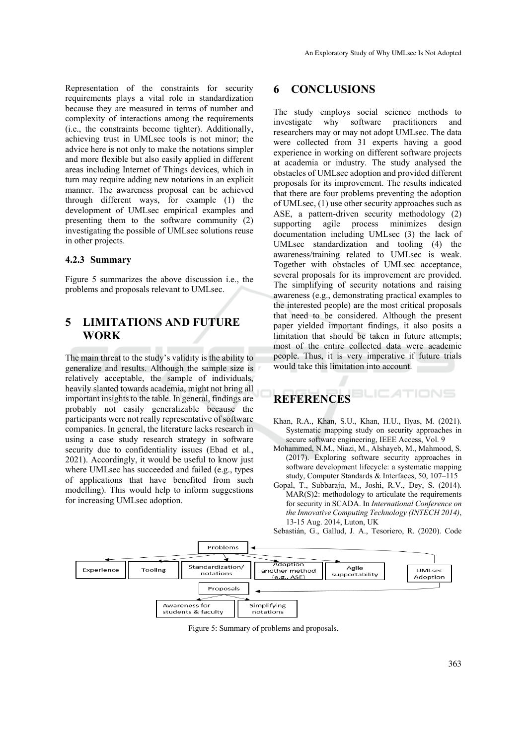Representation of the constraints for security requirements plays a vital role in standardization because they are measured in terms of number and complexity of interactions among the requirements (i.e., the constraints become tighter). Additionally, achieving trust in UMLsec tools is not minor; the advice here is not only to make the notations simpler and more flexible but also easily applied in different areas including Internet of Things devices, which in turn may require adding new notations in an explicit manner. The awareness proposal can be achieved through different ways, for example (1) the development of UMLsec empirical examples and presenting them to the software community (2) investigating the possible of UMLsec solutions reuse in other projects.

### 4.2.3 Summary

Figure 5 summarizes the above discussion i.e., the problems and proposals relevant to UMLsec.

## 5 LIMITATIONS AND FUTURE WORK

The main threat to the study's validity is the ability to generalize and results. Although the sample size is relatively acceptable, the sample of individuals, heavily slanted towards academia, might not bring all important insights to the table. In general, findings are probably not easily generalizable because the participants were not really representative of software companies. In general, the literature lacks research in using a case study research strategy in software security due to confidentiality issues (Ebad et al., 2021). Accordingly, it would be useful to know just where UMLsec has succeeded and failed (e.g., types of applications that have benefited from such modelling). This would help to inform suggestions for increasing UMLsec adoption.

## 6 CONCLUSIONS

The study employs social science methods to investigate why software practitioners and researchers may or may not adopt UMLsec. The data were collected from 31 experts having a good experience in working on different software projects at academia or industry. The study analysed the obstacles of UMLsec adoption and provided different proposals for its improvement. The results indicated that there are four problems preventing the adoption of UMLsec, (1) use other security approaches such as ASE, a pattern-driven security methodology (2) supporting agile process minimizes design documentation including UMLsec (3) the lack of UMLsec standardization and tooling (4) the awareness/training related to UMLsec is weak. Together with obstacles of UMLsec acceptance, several proposals for its improvement are provided. The simplifying of security notations and raising awareness (e.g., demonstrating practical examples to the interested people) are the most critical proposals that need to be considered. Although the present paper yielded important findings, it also posits a limitation that should be taken in future attempts; most of the entire collected data were academic people. Thus, it is very imperative if future trials would take this limitation into account.

## REFERENCES

Khan, R.A., Khan, S.U., Khan, H.U., Ilyas, M. (2021). Systematic mapping study on security approaches in secure software engineering, IEEE Access, Vol. 9

Mohammed, N.M., Niazi, M., Alshayeb, M., Mahmood, S. (2017). Exploring software security approaches in software development lifecycle: a systematic mapping study, Computer Standards & Interfaces, 50, 107–115

Gopal, T., Subbaraju, M., Joshi, R.V., Dey, S. (2014). MAR(S)2: methodology to articulate the requirements for security in SCADA. In *International Conference on the Innovative Computing Technology (INTECH 2014)*, 13-15 Aug. 2014, Luton, UK

Sebastián, G., Gallud, J. A., Tesoriero, R. (2020). Code

Figure 5: Summary of problems and proposals.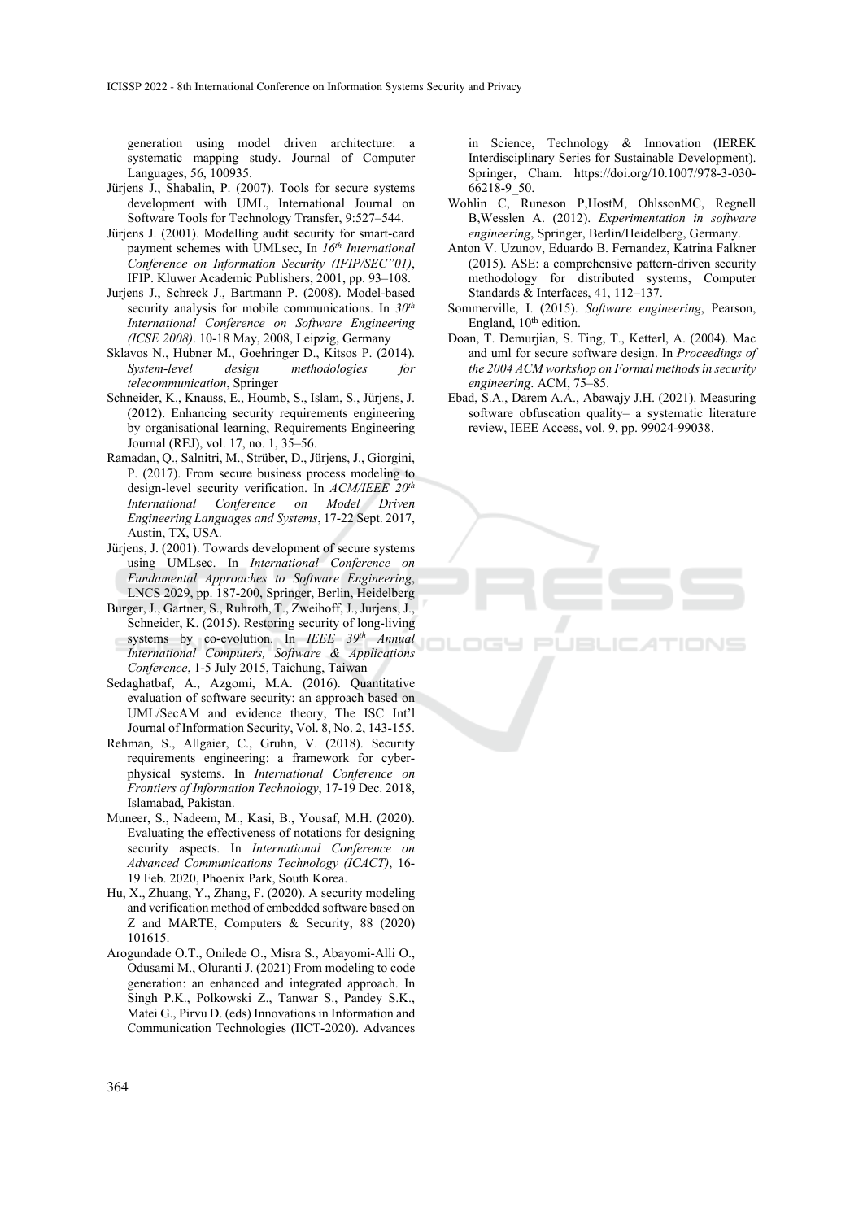generation using model driven architecture: a systematic mapping study. Journal of Computer Languages, 56, 100935.

Jürjens J., Shabalin, P. (2007). Tools for secure systems development with UML, International Journal on Software Tools for Technology Transfer, 9:527–544.

Jürjens J. (2001). Modelling audit security for smart-card payment schemes with UMLsec, In *16th International Conference on Information Security (IFIP/SEC"01)*, IFIP. Kluwer Academic Publishers, 2001, pp. 93–108.

Jurjens J., Schreck J., Bartmann P. (2008). Model-based security analysis for mobile communications. In *30th International Conference on Software Engineering (ICSE 2008)*. 10-18 May, 2008, Leipzig, Germany

Sklavos N., Hubner M., Goehringer D., Kitsos P. (2014). *System-level design methodologies for telecommunication*, Springer

Schneider, K., Knauss, E., Houmb, S., Islam, S., Jürjens, J. (2012). Enhancing security requirements engineering by organisational learning, Requirements Engineering Journal (REJ), vol. 17, no. 1, 35–56.

Ramadan, Q., Salnitri, M., Strüber, D., Jürjens, J., Giorgini, P. (2017). From secure business process modeling to design-level security verification. In *ACM/IEEE 20th International Conference on Model Driven Engineering Languages and Systems*, 17-22 Sept. 2017, Austin, TX, USA.

Jürjens, J. (2001). Towards development of secure systems using UMLsec. In *International Conference on Fundamental Approaches to Software Engineering*, LNCS 2029, pp. 187-200, Springer, Berlin, Heidelberg

Burger, J., Gartner, S., Ruhroth, T., Zweihoff, J., Jurjens, J., Schneider, K. (2015). Restoring security of long-living systems by co-evolution. In *IEEE 39th Annual International Computers, Software & Applications Conference*, 1-5 July 2015, Taichung, Taiwan

Sedaghatbaf, A., Azgomi, M.A. (2016). Quantitative evaluation of software security: an approach based on UML/SecAM and evidence theory, The ISC Int'l Journal of Information Security, Vol. 8, No. 2, 143-155.

Rehman, S., Allgaier, C., Gruhn, V. (2018). Security requirements engineering: a framework for cyber-physical systems. In *International Conference on Frontiers of Information Technology*, 17-19 Dec. 2018, Islamabad, Pakistan.

Muneer, S., Nadeem, M., Kasi, B., Yousaf, M.H. (2020). Evaluating the effectiveness of notations for designing security aspects. In *International Conference on Advanced Communications Technology (ICACT)*, 16-19 Feb. 2020, Phoenix Park, South Korea.

Hu, X., Zhuang, Y., Zhang, F. (2020). A security modeling and verification method of embedded software based on Z and MARTE, Computers & Security, 88 (2020) 101615.

Arogundade O.T., Onilede O., Misra S., Abayomi-Alli O., Odusami M., Oluranti J. (2021) From modeling to code generation: an enhanced and integrated approach. In Singh P.K., Polkowski Z., Tanwar S., Pandey S.K., Matei G., Pirvu D. (eds) Innovations in Information and Communication Technologies (IICT-2020). Advances in Science, Technology & Innovation (IEREK Interdisciplinary Series for Sustainable Development). Springer, Cham. https://doi.org/10.1007/978-3-030-66218-9_50.

Wohlin C, Runeson P,HostM, OhlssonMC, Regnell B,Wesslen A. (2012). *Experimentation in software engineering*, Springer, Berlin/Heidelberg, Germany.

Anton V. Uzunov, Eduardo B. Fernandez, Katrina Falkner (2015). ASE: a comprehensive pattern-driven security methodology for distributed systems, Computer Standards & Interfaces, 41, 112–137.

Sommerville, I. (2015). *Software engineering*, Pearson, England, 10th edition.

Doan, T. Demurjian, S. Ting, T., Ketterl, A. (2004). Mac and uml for secure software design. In *Proceedings of the 2004 ACM workshop on Formal methods in security engineering*. ACM, 75–85.

Ebad, S.A., Darem A.A., Abawajy J.H. (2021). Measuring software obfuscation quality– a systematic literature review, IEEE Access, vol. 9, pp. 99024-99038.